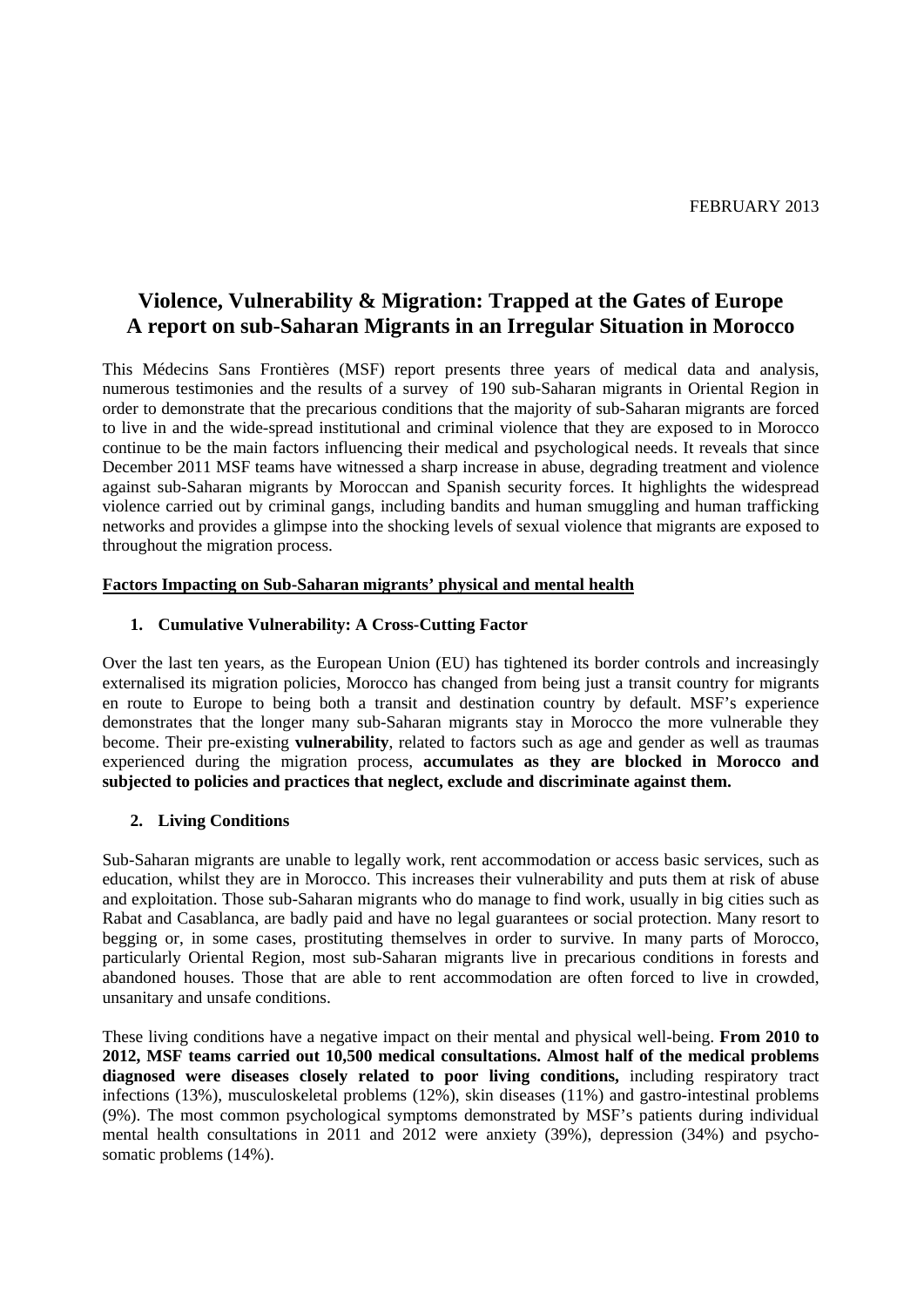FEBRUARY 2013

# Violence, Vulnerability & Migration: Trapped at the Gates of Europe
# A report on sub-Saharan Migrants in an Irregular Situation in Morocco

This Médecins Sans Frontières (MSF) report presents three years of medical data and analysis, numerous testimonies and the results of a survey of 190 sub-Saharan migrants in Oriental Region in order to demonstrate that the precarious conditions that the majority of sub-Saharan migrants are forced to live in and the wide-spread institutional and criminal violence that they are exposed to in Morocco continue to be the main factors influencing their medical and psychological needs. It reveals that since December 2011 MSF teams have witnessed a sharp increase in abuse, degrading treatment and violence against sub-Saharan migrants by Moroccan and Spanish security forces. It highlights the widespread violence carried out by criminal gangs, including bandits and human smuggling and human trafficking networks and provides a glimpse into the shocking levels of sexual violence that migrants are exposed to throughout the migration process.

## Factors Impacting on Sub-Saharan migrants' physical and mental health

### 1. Cumulative Vulnerability: A Cross-Cutting Factor

Over the last ten years, as the European Union (EU) has tightened its border controls and increasingly externalised its migration policies, Morocco has changed from being just a transit country for migrants en route to Europe to being both a transit and destination country by default. MSF's experience demonstrates that the longer many sub-Saharan migrants stay in Morocco the more vulnerable they become. Their pre-existing **vulnerability**, related to factors such as age and gender as well as traumas experienced during the migration process, **accumulates as they are blocked in Morocco and subjected to policies and practices that neglect, exclude and discriminate against them.**

### 2. Living Conditions

Sub-Saharan migrants are unable to legally work, rent accommodation or access basic services, such as education, whilst they are in Morocco. This increases their vulnerability and puts them at risk of abuse and exploitation. Those sub-Saharan migrants who do manage to find work, usually in big cities such as Rabat and Casablanca, are badly paid and have no legal guarantees or social protection. Many resort to begging or, in some cases, prostituting themselves in order to survive. In many parts of Morocco, particularly Oriental Region, most sub-Saharan migrants live in precarious conditions in forests and abandoned houses. Those that are able to rent accommodation are often forced to live in crowded, unsanitary and unsafe conditions.

These living conditions have a negative impact on their mental and physical well-being. **From 2010 to 2012, MSF teams carried out 10,500 medical consultations. Almost half of the medical problems diagnosed were diseases closely related to poor living conditions,** including respiratory tract infections (13%), musculoskeletal problems (12%), skin diseases (11%) and gastro-intestinal problems (9%). The most common psychological symptoms demonstrated by MSF's patients during individual mental health consultations in 2011 and 2012 were anxiety (39%), depression (34%) and psycho-somatic problems (14%).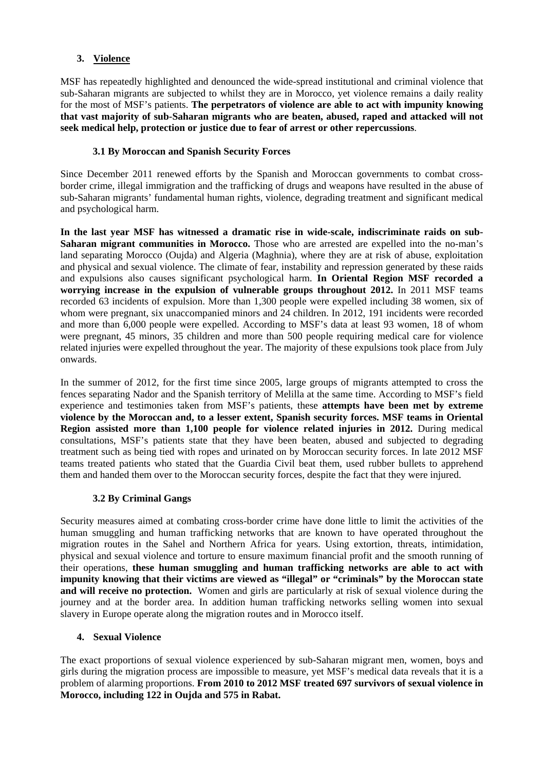## 3. Violence

MSF has repeatedly highlighted and denounced the wide-spread institutional and criminal violence that sub-Saharan migrants are subjected to whilst they are in Morocco, yet violence remains a daily reality for the most of MSF's patients. **The perpetrators of violence are able to act with impunity knowing that vast majority of sub-Saharan migrants who are beaten, abused, raped and attacked will not seek medical help, protection or justice due to fear of arrest or other repercussions**.

### 3.1 By Moroccan and Spanish Security Forces

Since December 2011 renewed efforts by the Spanish and Moroccan governments to combat cross-border crime, illegal immigration and the trafficking of drugs and weapons have resulted in the abuse of sub-Saharan migrants' fundamental human rights, violence, degrading treatment and significant medical and psychological harm.

**In the last year MSF has witnessed a dramatic rise in wide-scale, indiscriminate raids on sub-Saharan migrant communities in Morocco.** Those who are arrested are expelled into the no-man's land separating Morocco (Oujda) and Algeria (Maghnia), where they are at risk of abuse, exploitation and physical and sexual violence. The climate of fear, instability and repression generated by these raids and expulsions also causes significant psychological harm. **In Oriental Region MSF recorded a worrying increase in the expulsion of vulnerable groups throughout 2012.** In 2011 MSF teams recorded 63 incidents of expulsion. More than 1,300 people were expelled including 38 women, six of whom were pregnant, six unaccompanied minors and 24 children. In 2012, 191 incidents were recorded and more than 6,000 people were expelled. According to MSF's data at least 93 women, 18 of whom were pregnant, 45 minors, 35 children and more than 500 people requiring medical care for violence related injuries were expelled throughout the year. The majority of these expulsions took place from July onwards.

In the summer of 2012, for the first time since 2005, large groups of migrants attempted to cross the fences separating Nador and the Spanish territory of Melilla at the same time. According to MSF's field experience and testimonies taken from MSF's patients, these **attempts have been met by extreme violence by the Moroccan and, to a lesser extent, Spanish security forces. MSF teams in Oriental Region assisted more than 1,100 people for violence related injuries in 2012.** During medical consultations, MSF's patients state that they have been beaten, abused and subjected to degrading treatment such as being tied with ropes and urinated on by Moroccan security forces. In late 2012 MSF teams treated patients who stated that the Guardia Civil beat them, used rubber bullets to apprehend them and handed them over to the Moroccan security forces, despite the fact that they were injured.

### 3.2 By Criminal Gangs

Security measures aimed at combating cross-border crime have done little to limit the activities of the human smuggling and human trafficking networks that are known to have operated throughout the migration routes in the Sahel and Northern Africa for years. Using extortion, threats, intimidation, physical and sexual violence and torture to ensure maximum financial profit and the smooth running of their operations, **these human smuggling and human trafficking networks are able to act with impunity knowing that their victims are viewed as "illegal" or "criminals" by the Moroccan state and will receive no protection.** Women and girls are particularly at risk of sexual violence during the journey and at the border area. In addition human trafficking networks selling women into sexual slavery in Europe operate along the migration routes and in Morocco itself.

## 4. Sexual Violence

The exact proportions of sexual violence experienced by sub-Saharan migrant men, women, boys and girls during the migration process are impossible to measure, yet MSF's medical data reveals that it is a problem of alarming proportions. **From 2010 to 2012 MSF treated 697 survivors of sexual violence in Morocco, including 122 in Oujda and 575 in Rabat.**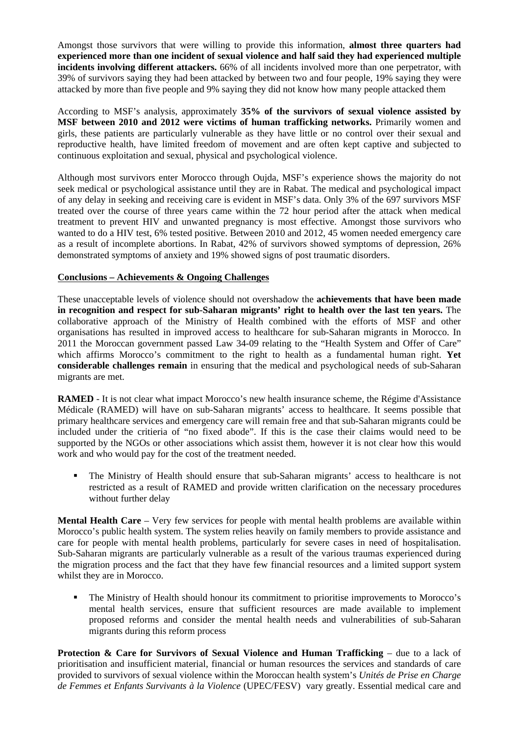Amongst those survivors that were willing to provide this information, **almost three quarters had experienced more than one incident of sexual violence and half said they had experienced multiple incidents involving different attackers.** 66% of all incidents involved more than one perpetrator, with 39% of survivors saying they had been attacked by between two and four people, 19% saying they were attacked by more than five people and 9% saying they did not know how many people attacked them

According to MSF's analysis, approximately **35% of the survivors of sexual violence assisted by MSF between 2010 and 2012 were victims of human trafficking networks.** Primarily women and girls, these patients are particularly vulnerable as they have little or no control over their sexual and reproductive health, have limited freedom of movement and are often kept captive and subjected to continuous exploitation and sexual, physical and psychological violence.

Although most survivors enter Morocco through Oujda, MSF's experience shows the majority do not seek medical or psychological assistance until they are in Rabat. The medical and psychological impact of any delay in seeking and receiving care is evident in MSF's data. Only 3% of the 697 survivors MSF treated over the course of three years came within the 72 hour period after the attack when medical treatment to prevent HIV and unwanted pregnancy is most effective. Amongst those survivors who wanted to do a HIV test, 6% tested positive. Between 2010 and 2012, 45 women needed emergency care as a result of incomplete abortions. In Rabat, 42% of survivors showed symptoms of depression, 26% demonstrated symptoms of anxiety and 19% showed signs of post traumatic disorders.

## Conclusions – Achievements & Ongoing Challenges

These unacceptable levels of violence should not overshadow the **achievements that have been made in recognition and respect for sub-Saharan migrants' right to health over the last ten years.** The collaborative approach of the Ministry of Health combined with the efforts of MSF and other organisations has resulted in improved access to healthcare for sub-Saharan migrants in Morocco. In 2011 the Moroccan government passed Law 34-09 relating to the "Health System and Offer of Care" which affirms Morocco's commitment to the right to health as a fundamental human right. **Yet considerable challenges remain** in ensuring that the medical and psychological needs of sub-Saharan migrants are met.

**RAMED** - It is not clear what impact Morocco's new health insurance scheme, the Régime d'Assistance Médicale (RAMED) will have on sub-Saharan migrants' access to healthcare. It seems possible that primary healthcare services and emergency care will remain free and that sub-Saharan migrants could be included under the critieria of "no fixed abode". If this is the case their claims would need to be supported by the NGOs or other associations which assist them, however it is not clear how this would work and who would pay for the cost of the treatment needed.

- The Ministry of Health should ensure that sub-Saharan migrants' access to healthcare is not restricted as a result of RAMED and provide written clarification on the necessary procedures without further delay

**Mental Health Care** – Very few services for people with mental health problems are available within Morocco's public health system. The system relies heavily on family members to provide assistance and care for people with mental health problems, particularly for severe cases in need of hospitalisation. Sub-Saharan migrants are particularly vulnerable as a result of the various traumas experienced during the migration process and the fact that they have few financial resources and a limited support system whilst they are in Morocco.

- The Ministry of Health should honour its commitment to prioritise improvements to Morocco's mental health services, ensure that sufficient resources are made available to implement proposed reforms and consider the mental health needs and vulnerabilities of sub-Saharan migrants during this reform process

**Protection & Care for Survivors of Sexual Violence and Human Trafficking** – due to a lack of prioritisation and insufficient material, financial or human resources the services and standards of care provided to survivors of sexual violence within the Moroccan health system's *Unités de Prise en Charge de Femmes et Enfants Survivants à la Violence* (UPEC/FESV) vary greatly. Essential medical care and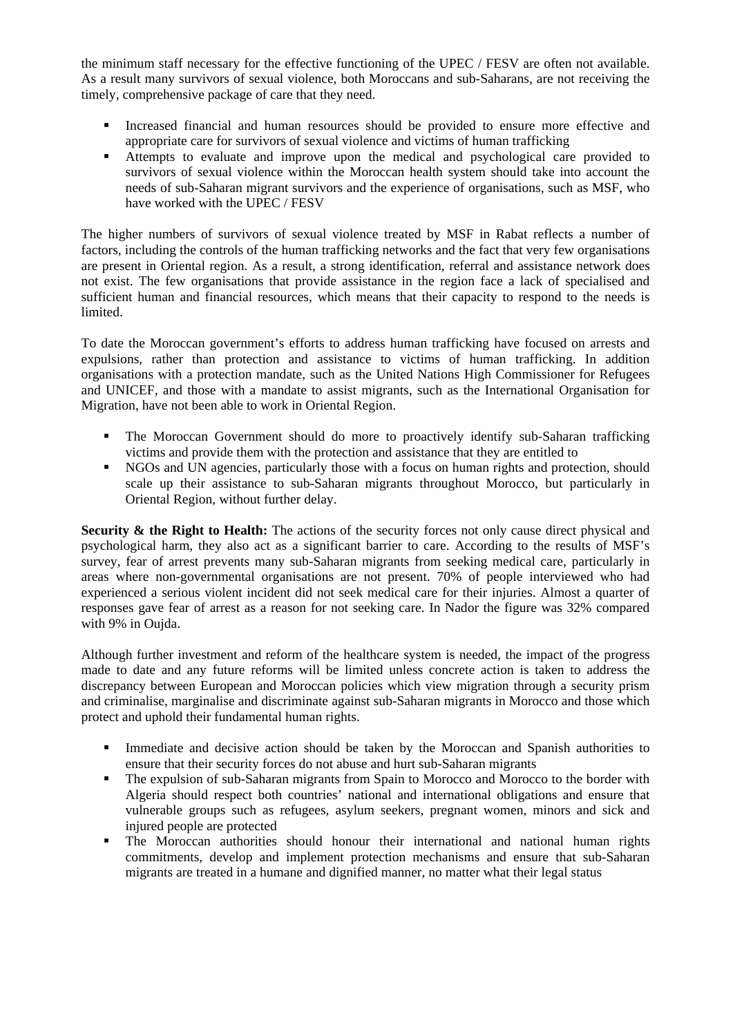the minimum staff necessary for the effective functioning of the UPEC / FESV are often not available. As a result many survivors of sexual violence, both Moroccans and sub-Saharans, are not receiving the timely, comprehensive package of care that they need.

- Increased financial and human resources should be provided to ensure more effective and appropriate care for survivors of sexual violence and victims of human trafficking
- Attempts to evaluate and improve upon the medical and psychological care provided to survivors of sexual violence within the Moroccan health system should take into account the needs of sub-Saharan migrant survivors and the experience of organisations, such as MSF, who have worked with the UPEC / FESV

The higher numbers of survivors of sexual violence treated by MSF in Rabat reflects a number of factors, including the controls of the human trafficking networks and the fact that very few organisations are present in Oriental region. As a result, a strong identification, referral and assistance network does not exist. The few organisations that provide assistance in the region face a lack of specialised and sufficient human and financial resources, which means that their capacity to respond to the needs is limited.

To date the Moroccan government's efforts to address human trafficking have focused on arrests and expulsions, rather than protection and assistance to victims of human trafficking. In addition organisations with a protection mandate, such as the United Nations High Commissioner for Refugees and UNICEF, and those with a mandate to assist migrants, such as the International Organisation for Migration, have not been able to work in Oriental Region.

- The Moroccan Government should do more to proactively identify sub-Saharan trafficking victims and provide them with the protection and assistance that they are entitled to
- NGOs and UN agencies, particularly those with a focus on human rights and protection, should scale up their assistance to sub-Saharan migrants throughout Morocco, but particularly in Oriental Region, without further delay.

**Security & the Right to Health:** The actions of the security forces not only cause direct physical and psychological harm, they also act as a significant barrier to care. According to the results of MSF's survey, fear of arrest prevents many sub-Saharan migrants from seeking medical care, particularly in areas where non-governmental organisations are not present. 70% of people interviewed who had experienced a serious violent incident did not seek medical care for their injuries. Almost a quarter of responses gave fear of arrest as a reason for not seeking care. In Nador the figure was 32% compared with 9% in Oujda.

Although further investment and reform of the healthcare system is needed, the impact of the progress made to date and any future reforms will be limited unless concrete action is taken to address the discrepancy between European and Moroccan policies which view migration through a security prism and criminalise, marginalise and discriminate against sub-Saharan migrants in Morocco and those which protect and uphold their fundamental human rights.

- Immediate and decisive action should be taken by the Moroccan and Spanish authorities to ensure that their security forces do not abuse and hurt sub-Saharan migrants
- The expulsion of sub-Saharan migrants from Spain to Morocco and Morocco to the border with Algeria should respect both countries' national and international obligations and ensure that vulnerable groups such as refugees, asylum seekers, pregnant women, minors and sick and injured people are protected
- The Moroccan authorities should honour their international and national human rights commitments, develop and implement protection mechanisms and ensure that sub-Saharan migrants are treated in a humane and dignified manner, no matter what their legal status